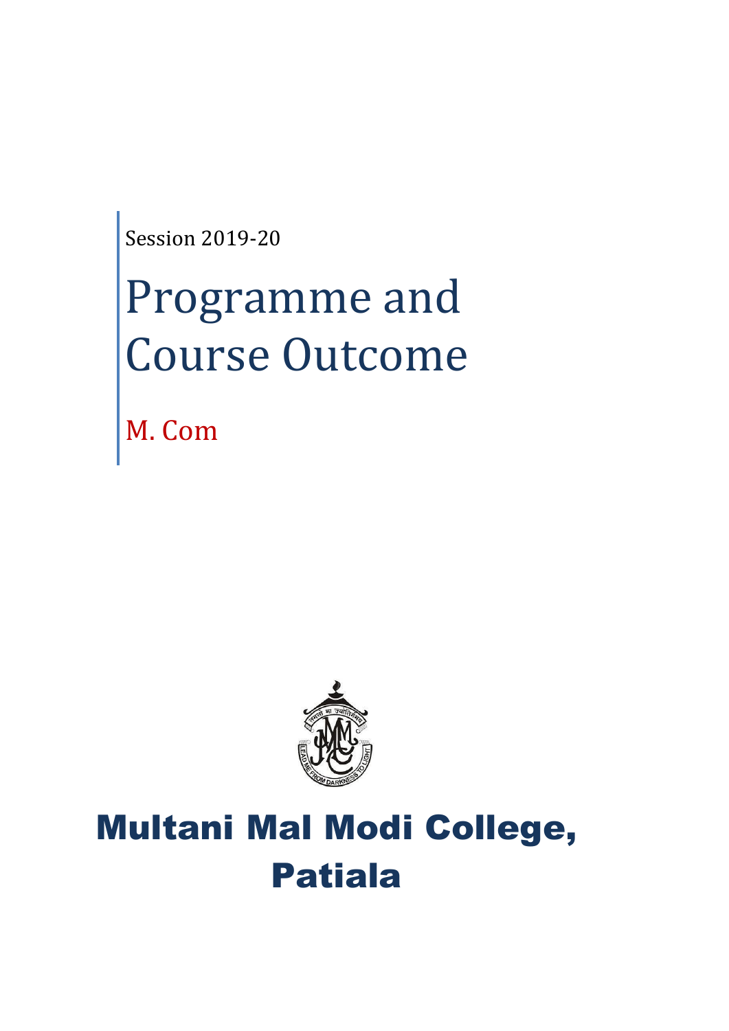Session 2019-20

# Programme and Course Outcome

M. Com

# Multani Mal Modi College, Patiala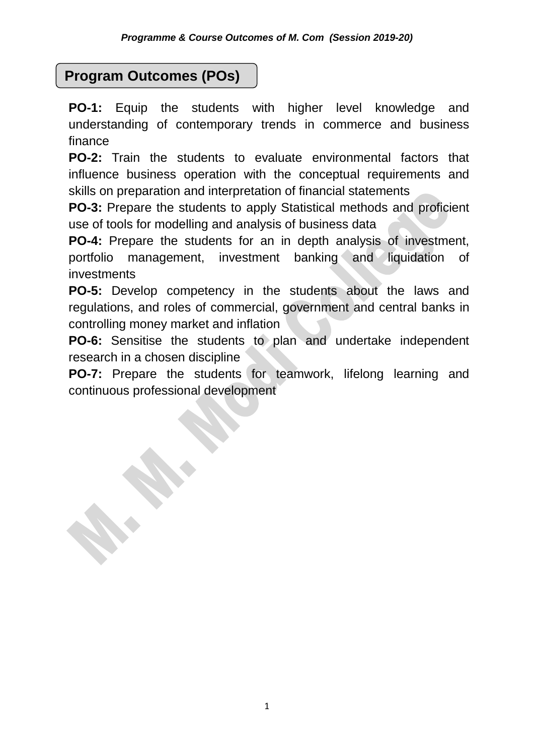## Program Outcomes (POs)

**PO-1:** Equip the students with higher level knowledge and understanding of contemporary trends in commerce and business finance

**PO-2:** Train the students to evaluate environmental factors that influence business operation with the conceptual requirements and skills on preparation and interpretation of financial statements

**PO-3:** Prepare the students to apply Statistical methods and proficient use of tools for modelling and analysis of business data

**PO-4:** Prepare the students for an in depth analysis of investment, portfolio management, investment banking and liquidation of investments

**PO-5:** Develop competency in the students about the laws and regulations, and roles of commercial, government and central banks in controlling money market and inflation

**PO-6:** Sensitise the students to plan and undertake independent research in a chosen discipline

**PO-7:** Prepare the students for teamwork, lifelong learning and continuous professional development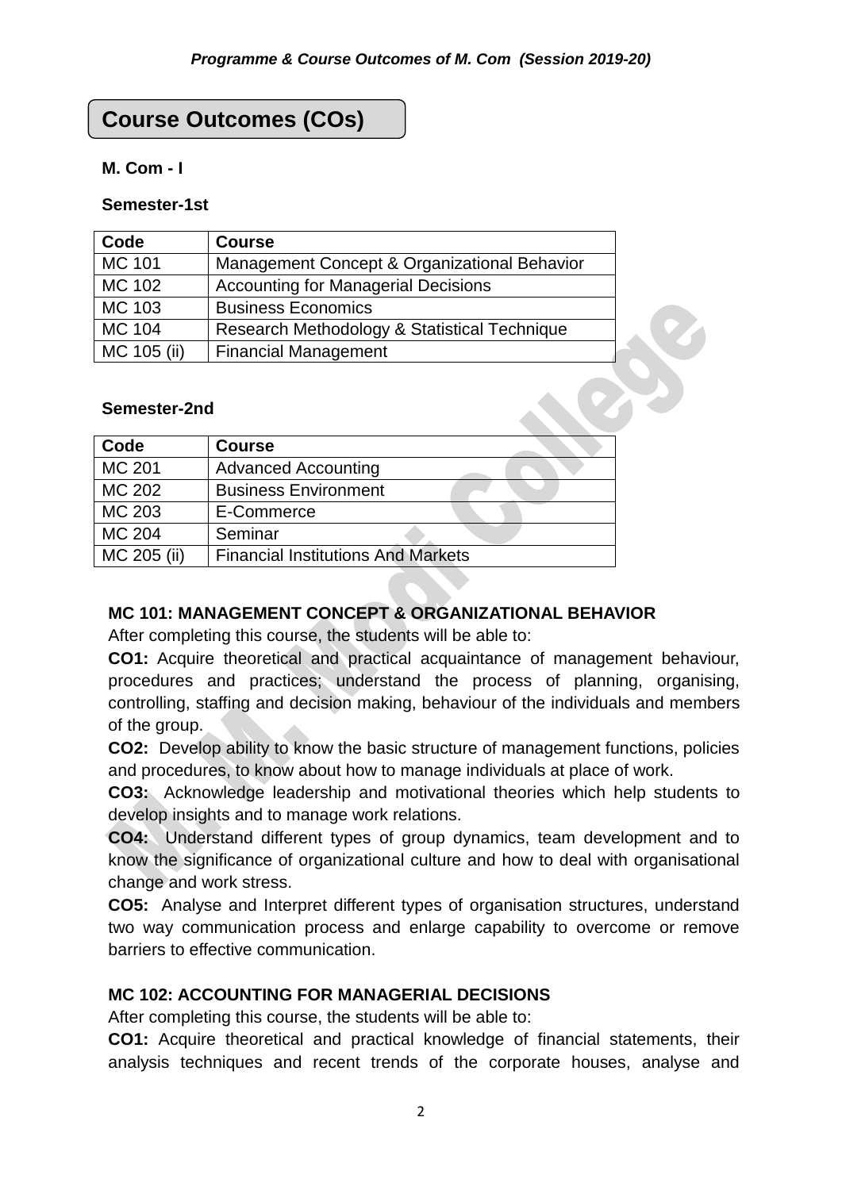## Course Outcomes (COs)

**M. Com - I**

**Semester-1st**

| Code | Course |
|---|---|
| MC 101 | Management Concept & Organizational Behavior |
| MC 102 | Accounting for Managerial Decisions |
| MC 103 | Business Economics |
| MC 104 | Research Methodology & Statistical Technique |
| MC 105 (ii) | Financial Management |

**Semester-2nd**

| Code | Course |
|---|---|
| MC 201 | Advanced Accounting |
| MC 202 | Business Environment |
| MC 203 | E-Commerce |
| MC 204 | Seminar |
| MC 205 (ii) | Financial Institutions And Markets |

### MC 101: MANAGEMENT CONCEPT & ORGANIZATIONAL BEHAVIOR

After completing this course, the students will be able to:

**CO1:** Acquire theoretical and practical acquaintance of management behaviour, procedures and practices; understand the process of planning, organising, controlling, staffing and decision making, behaviour of the individuals and members of the group.

**CO2:** Develop ability to know the basic structure of management functions, policies and procedures, to know about how to manage individuals at place of work.

**CO3:** Acknowledge leadership and motivational theories which help students to develop insights and to manage work relations.

**CO4:** Understand different types of group dynamics, team development and to know the significance of organizational culture and how to deal with organisational change and work stress.

**CO5:** Analyse and Interpret different types of organisation structures, understand two way communication process and enlarge capability to overcome or remove barriers to effective communication.

### MC 102: ACCOUNTING FOR MANAGERIAL DECISIONS

After completing this course, the students will be able to:

**CO1:** Acquire theoretical and practical knowledge of financial statements, their analysis techniques and recent trends of the corporate houses, analyse and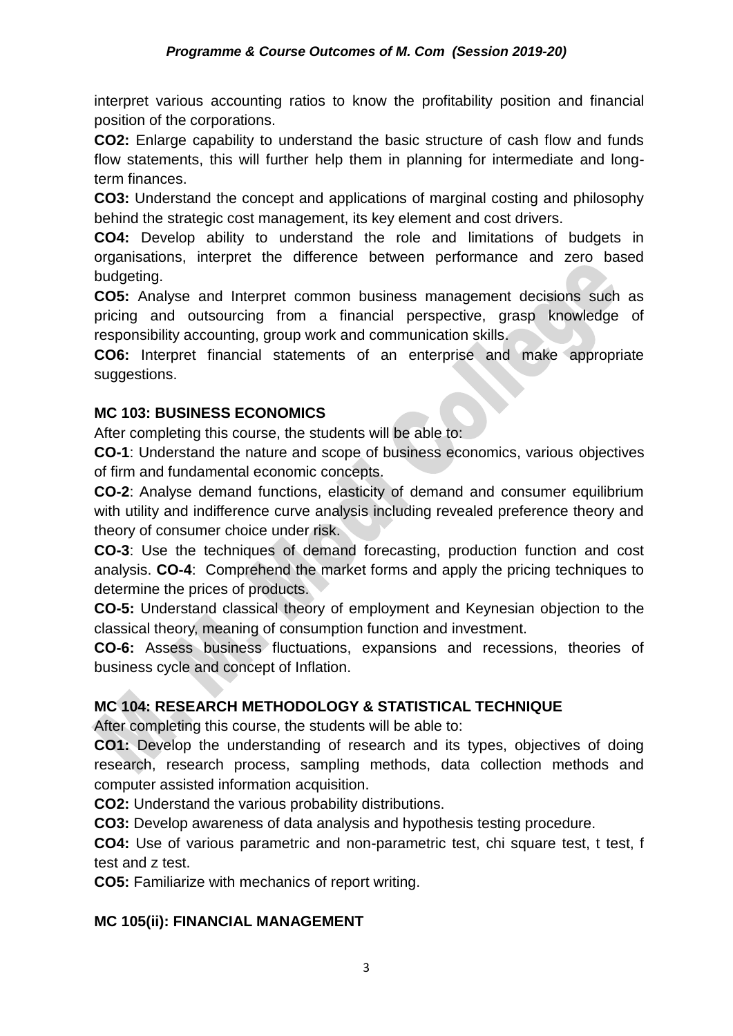interpret various accounting ratios to know the profitability position and financial position of the corporations.

**CO2:** Enlarge capability to understand the basic structure of cash flow and funds flow statements, this will further help them in planning for intermediate and long-term finances.

**CO3:** Understand the concept and applications of marginal costing and philosophy behind the strategic cost management, its key element and cost drivers.

**CO4:** Develop ability to understand the role and limitations of budgets in organisations, interpret the difference between performance and zero based budgeting.

**CO5:** Analyse and Interpret common business management decisions such as pricing and outsourcing from a financial perspective, grasp knowledge of responsibility accounting, group work and communication skills.

**CO6:** Interpret financial statements of an enterprise and make appropriate suggestions.

**MC 103: BUSINESS ECONOMICS**

After completing this course, the students will be able to:

**CO-1**: Understand the nature and scope of business economics, various objectives of firm and fundamental economic concepts.

**CO-2**: Analyse demand functions, elasticity of demand and consumer equilibrium with utility and indifference curve analysis including revealed preference theory and theory of consumer choice under risk.

**CO-3**: Use the techniques of demand forecasting, production function and cost analysis. **CO-4**: Comprehend the market forms and apply the pricing techniques to determine the prices of products.

**CO-5:** Understand classical theory of employment and Keynesian objection to the classical theory, meaning of consumption function and investment.

**CO-6:** Assess business fluctuations, expansions and recessions, theories of business cycle and concept of Inflation.

**MC 104: RESEARCH METHODOLOGY & STATISTICAL TECHNIQUE**

After completing this course, the students will be able to:

**CO1:** Develop the understanding of research and its types, objectives of doing research, research process, sampling methods, data collection methods and computer assisted information acquisition.

**CO2:** Understand the various probability distributions.

**CO3:** Develop awareness of data analysis and hypothesis testing procedure.

**CO4:** Use of various parametric and non-parametric test, chi square test, t test, f test and z test.

**CO5:** Familiarize with mechanics of report writing.

**MC 105(ii): FINANCIAL MANAGEMENT**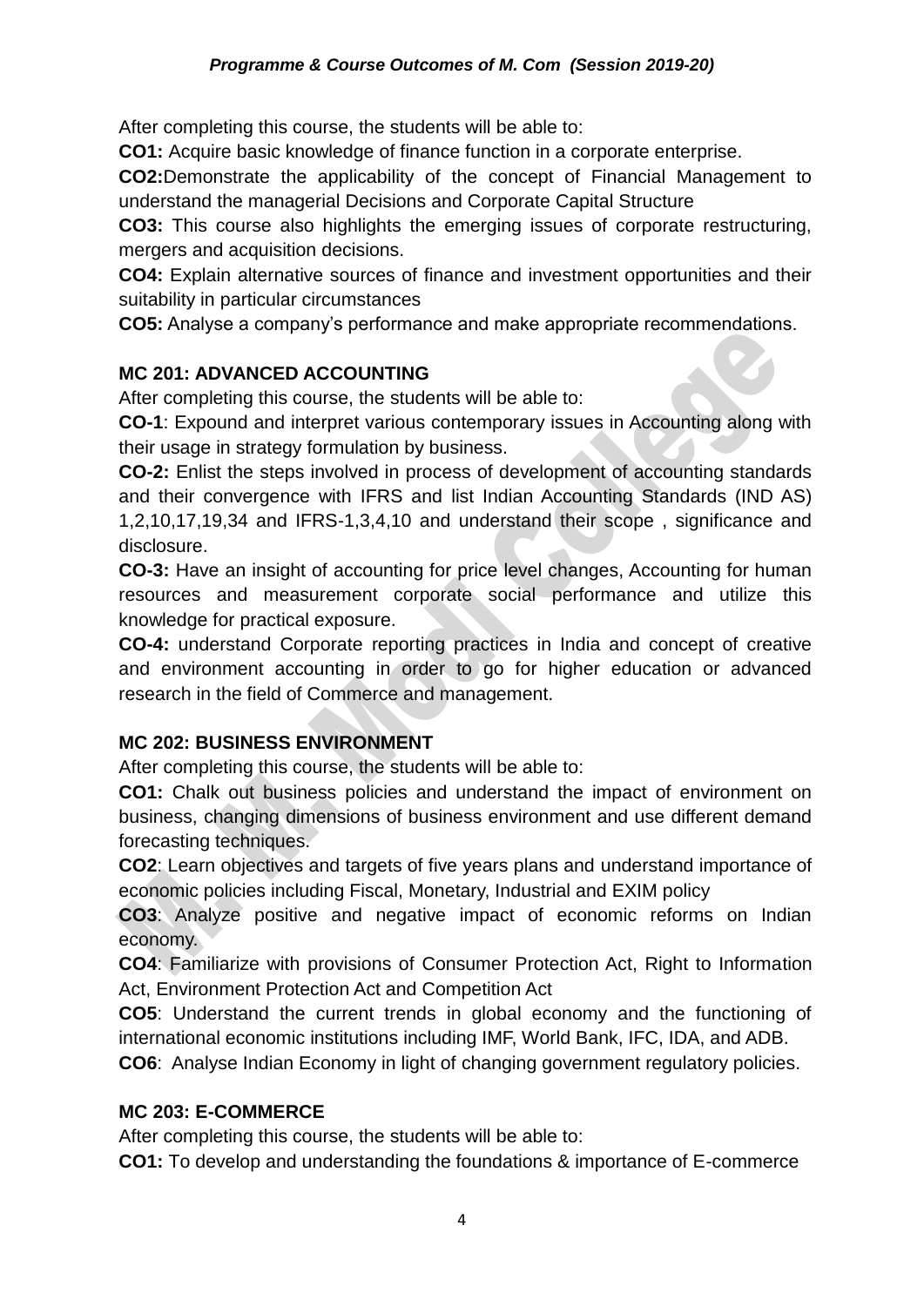After completing this course, the students will be able to:

**CO1:** Acquire basic knowledge of finance function in a corporate enterprise.

**CO2:**Demonstrate the applicability of the concept of Financial Management to understand the managerial Decisions and Corporate Capital Structure

**CO3:** This course also highlights the emerging issues of corporate restructuring, mergers and acquisition decisions.

**CO4:** Explain alternative sources of finance and investment opportunities and their suitability in particular circumstances

**CO5:** Analyse a company's performance and make appropriate recommendations.

### MC 201: ADVANCED ACCOUNTING

After completing this course, the students will be able to:

**CO-1**: Expound and interpret various contemporary issues in Accounting along with their usage in strategy formulation by business.

**CO-2:** Enlist the steps involved in process of development of accounting standards and their convergence with IFRS and list Indian Accounting Standards (IND AS) 1,2,10,17,19,34 and IFRS-1,3,4,10 and understand their scope , significance and disclosure.

**CO-3:** Have an insight of accounting for price level changes, Accounting for human resources and measurement corporate social performance and utilize this knowledge for practical exposure.

**CO-4:** understand Corporate reporting practices in India and concept of creative and environment accounting in order to go for higher education or advanced research in the field of Commerce and management.

### MC 202: BUSINESS ENVIRONMENT

After completing this course, the students will be able to:

**CO1:** Chalk out business policies and understand the impact of environment on business, changing dimensions of business environment and use different demand forecasting techniques.

**CO2**: Learn objectives and targets of five years plans and understand importance of economic policies including Fiscal, Monetary, Industrial and EXIM policy

**CO3**: Analyze positive and negative impact of economic reforms on Indian economy.

**CO4**: Familiarize with provisions of Consumer Protection Act, Right to Information Act, Environment Protection Act and Competition Act

**CO5**: Understand the current trends in global economy and the functioning of international economic institutions including IMF, World Bank, IFC, IDA, and ADB.

**CO6**: Analyse Indian Economy in light of changing government regulatory policies.

### MC 203: E-COMMERCE

After completing this course, the students will be able to:

**CO1:** To develop and understanding the foundations & importance of E-commerce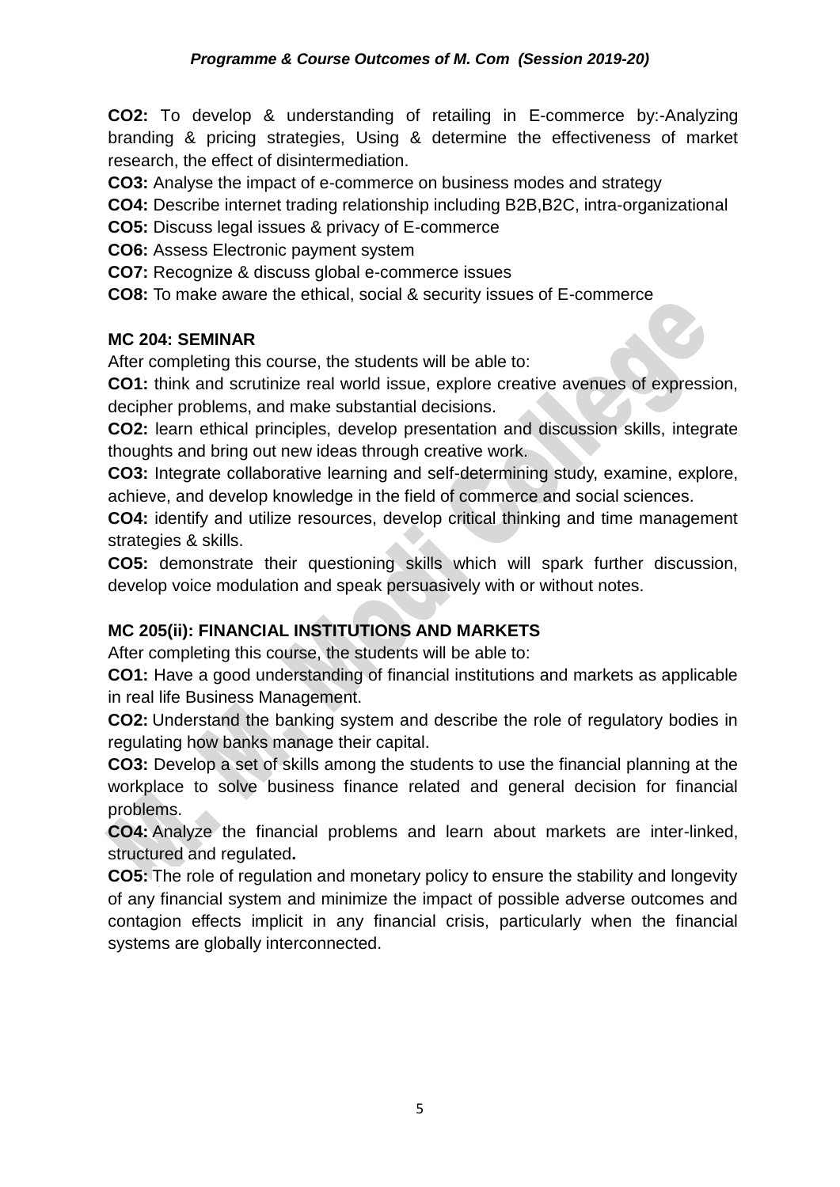**CO2:** To develop & understanding of retailing in E-commerce by:-Analyzing branding & pricing strategies, Using & determine the effectiveness of market research, the effect of disintermediation.

**CO3:** Analyse the impact of e-commerce on business modes and strategy

**CO4:** Describe internet trading relationship including B2B,B2C, intra-organizational

**CO5:** Discuss legal issues & privacy of E-commerce

**CO6:** Assess Electronic payment system

**CO7:** Recognize & discuss global e-commerce issues

**CO8:** To make aware the ethical, social & security issues of E-commerce

**MC 204: SEMINAR**

After completing this course, the students will be able to:

**CO1:** think and scrutinize real world issue, explore creative avenues of expression, decipher problems, and make substantial decisions.

**CO2:** learn ethical principles, develop presentation and discussion skills, integrate thoughts and bring out new ideas through creative work.

**CO3:** Integrate collaborative learning and self-determining study, examine, explore, achieve, and develop knowledge in the field of commerce and social sciences.

**CO4:** identify and utilize resources, develop critical thinking and time management strategies & skills.

**CO5:** demonstrate their questioning skills which will spark further discussion, develop voice modulation and speak persuasively with or without notes.

**MC 205(ii): FINANCIAL INSTITUTIONS AND MARKETS**

After completing this course, the students will be able to:

**CO1:** Have a good understanding of financial institutions and markets as applicable in real life Business Management.

**CO2:** Understand the banking system and describe the role of regulatory bodies in regulating how banks manage their capital.

**CO3:** Develop a set of skills among the students to use the financial planning at the workplace to solve business finance related and general decision for financial problems.

**CO4:** Analyze the financial problems and learn about markets are inter-linked, structured and regulated**.**

**CO5:** The role of regulation and monetary policy to ensure the stability and longevity of any financial system and minimize the impact of possible adverse outcomes and contagion effects implicit in any financial crisis, particularly when the financial systems are globally interconnected.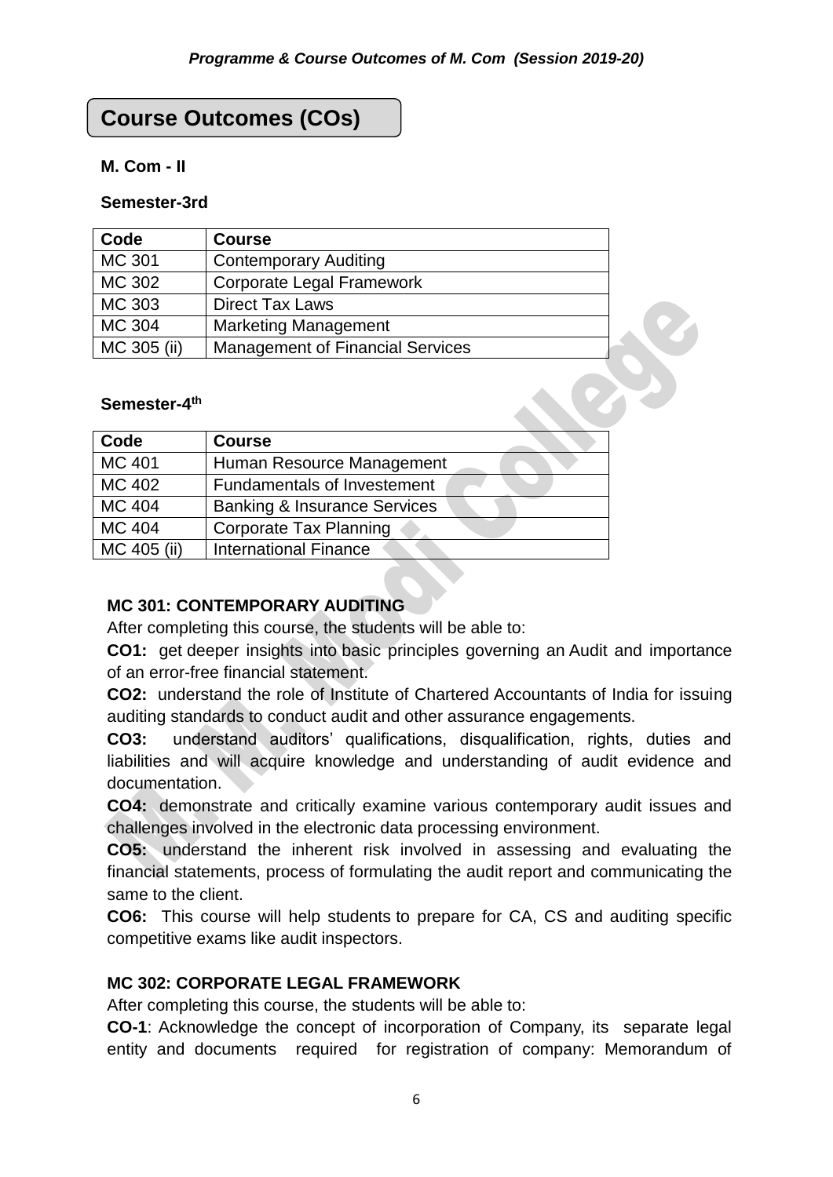# Course Outcomes (COs)

**M. Com - II**

**Semester-3rd**

| Code | Course |
|---|---|
| MC 301 | Contemporary Auditing |
| MC 302 | Corporate Legal Framework |
| MC 303 | Direct Tax Laws |
| MC 304 | Marketing Management |
| MC 305 (ii) | Management of Financial Services |

**Semester-4th**

| Code | Course |
|---|---|
| MC 401 | Human Resource Management |
| MC 402 | Fundamentals of Investement |
| MC 404 | Banking & Insurance Services |
| MC 404 | Corporate Tax Planning |
| MC 405 (ii) | International Finance |

### MC 301: CONTEMPORARY AUDITING

After completing this course, the students will be able to:

**CO1:** get deeper insights into basic principles governing an Audit and importance of an error-free financial statement.

**CO2:** understand the role of Institute of Chartered Accountants of India for issuing auditing standards to conduct audit and other assurance engagements.

**CO3:** understand auditors' qualifications, disqualification, rights, duties and liabilities and will acquire knowledge and understanding of audit evidence and documentation.

**CO4:** demonstrate and critically examine various contemporary audit issues and challenges involved in the electronic data processing environment.

**CO5:** understand the inherent risk involved in assessing and evaluating the financial statements, process of formulating the audit report and communicating the same to the client.

**CO6:** This course will help students to prepare for CA, CS and auditing specific competitive exams like audit inspectors.

### MC 302: CORPORATE LEGAL FRAMEWORK

After completing this course, the students will be able to:

**CO-1**: Acknowledge the concept of incorporation of Company, its separate legal entity and documents required for registration of company: Memorandum of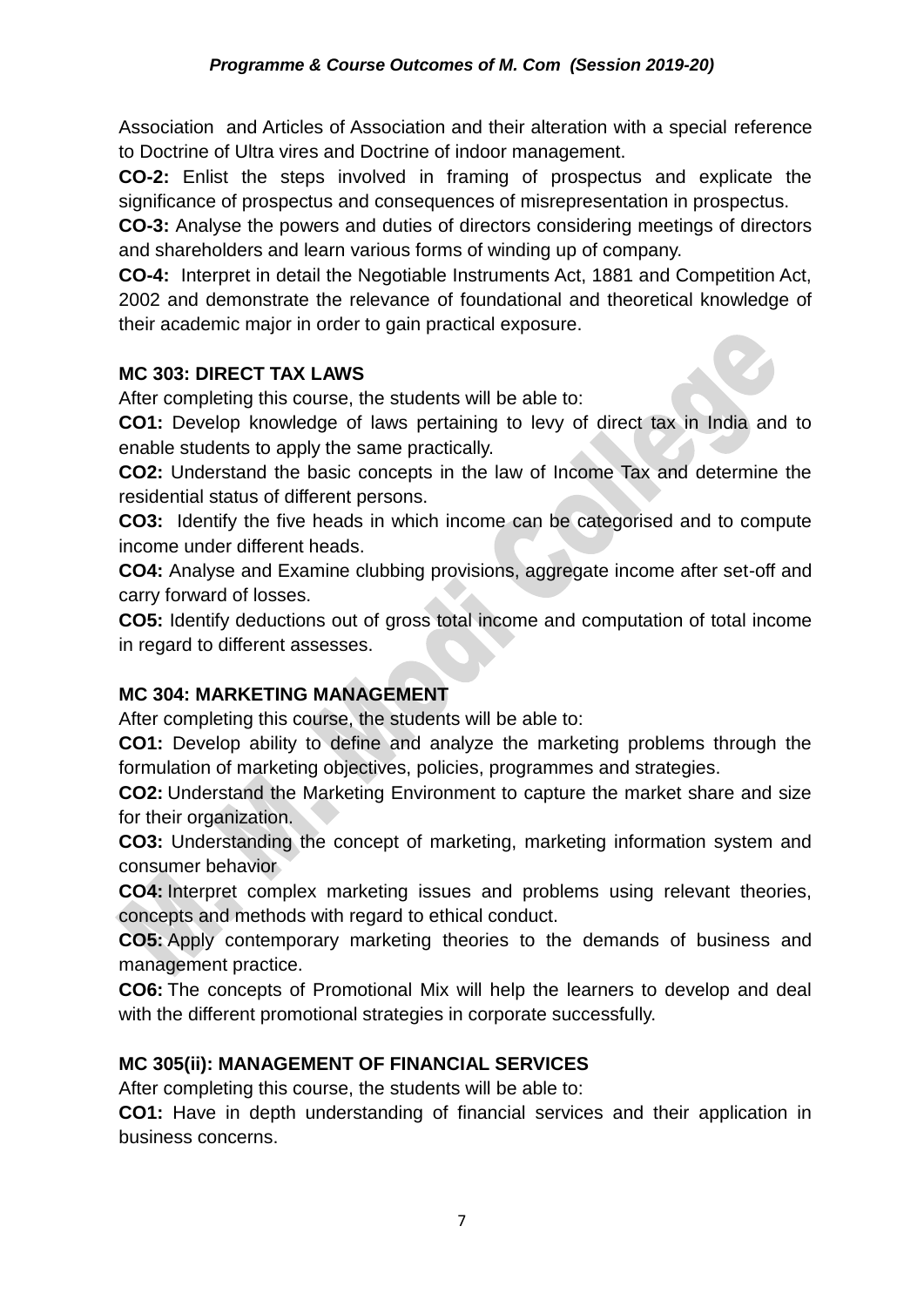Association and Articles of Association and their alteration with a special reference to Doctrine of Ultra vires and Doctrine of indoor management.

**CO-2:** Enlist the steps involved in framing of prospectus and explicate the significance of prospectus and consequences of misrepresentation in prospectus.

**CO-3:** Analyse the powers and duties of directors considering meetings of directors and shareholders and learn various forms of winding up of company.

**CO-4:** Interpret in detail the Negotiable Instruments Act, 1881 and Competition Act, 2002 and demonstrate the relevance of foundational and theoretical knowledge of their academic major in order to gain practical exposure.

**MC 303: DIRECT TAX LAWS**

After completing this course, the students will be able to:

**CO1:** Develop knowledge of laws pertaining to levy of direct tax in India and to enable students to apply the same practically.

**CO2:** Understand the basic concepts in the law of Income Tax and determine the residential status of different persons.

**CO3:** Identify the five heads in which income can be categorised and to compute income under different heads.

**CO4:** Analyse and Examine clubbing provisions, aggregate income after set-off and carry forward of losses.

**CO5:** Identify deductions out of gross total income and computation of total income in regard to different assesses.

**MC 304: MARKETING MANAGEMENT**

After completing this course, the students will be able to:

**CO1:** Develop ability to define and analyze the marketing problems through the formulation of marketing objectives, policies, programmes and strategies.

**CO2:** Understand the Marketing Environment to capture the market share and size for their organization.

**CO3:** Understanding the concept of marketing, marketing information system and consumer behavior

**CO4:** Interpret complex marketing issues and problems using relevant theories, concepts and methods with regard to ethical conduct.

**CO5:** Apply contemporary marketing theories to the demands of business and management practice.

**CO6:** The concepts of Promotional Mix will help the learners to develop and deal with the different promotional strategies in corporate successfully.

**MC 305(ii): MANAGEMENT OF FINANCIAL SERVICES**

After completing this course, the students will be able to:

**CO1:** Have in depth understanding of financial services and their application in business concerns.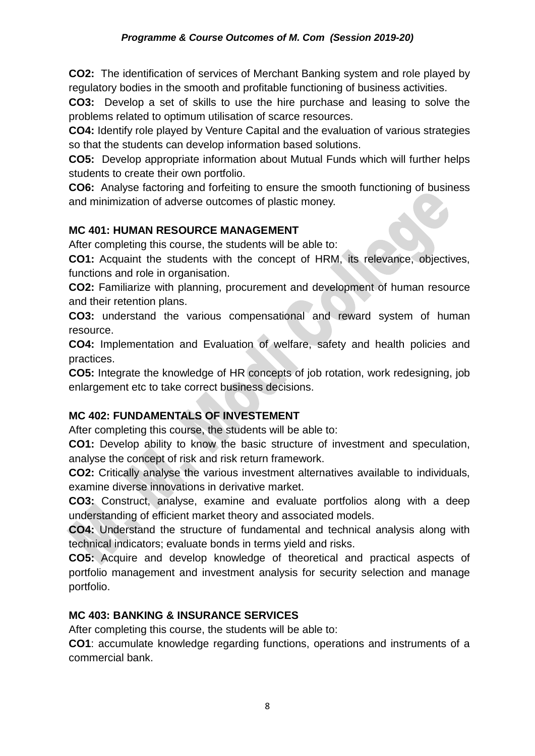**CO2:** The identification of services of Merchant Banking system and role played by regulatory bodies in the smooth and profitable functioning of business activities.

**CO3:** Develop a set of skills to use the hire purchase and leasing to solve the problems related to optimum utilisation of scarce resources.

**CO4:** Identify role played by Venture Capital and the evaluation of various strategies so that the students can develop information based solutions.

**CO5:** Develop appropriate information about Mutual Funds which will further helps students to create their own portfolio.

**CO6:** Analyse factoring and forfeiting to ensure the smooth functioning of business and minimization of adverse outcomes of plastic money.

**MC 401: HUMAN RESOURCE MANAGEMENT**

After completing this course, the students will be able to:

**CO1:** Acquaint the students with the concept of HRM, its relevance, objectives, functions and role in organisation.

**CO2:** Familiarize with planning, procurement and development of human resource and their retention plans.

**CO3:** understand the various compensational and reward system of human resource.

**CO4:** Implementation and Evaluation of welfare, safety and health policies and practices.

**CO5:** Integrate the knowledge of HR concepts of job rotation, work redesigning, job enlargement etc to take correct business decisions.

**MC 402: FUNDAMENTALS OF INVESTEMENT**

After completing this course, the students will be able to:

**CO1:** Develop ability to know the basic structure of investment and speculation, analyse the concept of risk and risk return framework.

**CO2:** Critically analyse the various investment alternatives available to individuals, examine diverse innovations in derivative market.

**CO3:** Construct, analyse, examine and evaluate portfolios along with a deep understanding of efficient market theory and associated models.

**CO4:** Understand the structure of fundamental and technical analysis along with technical indicators; evaluate bonds in terms yield and risks.

**CO5:** Acquire and develop knowledge of theoretical and practical aspects of portfolio management and investment analysis for security selection and manage portfolio.

**MC 403: BANKING & INSURANCE SERVICES**

After completing this course, the students will be able to:

**CO1**: accumulate knowledge regarding functions, operations and instruments of a commercial bank.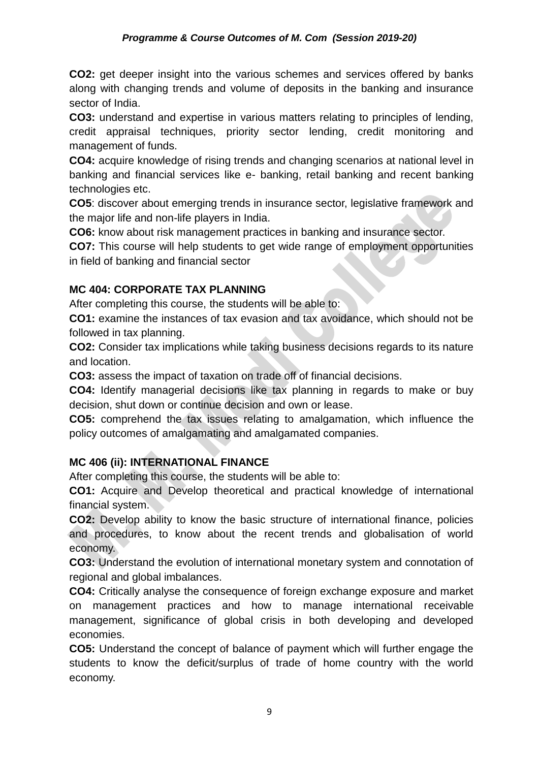**CO2:** get deeper insight into the various schemes and services offered by banks along with changing trends and volume of deposits in the banking and insurance sector of India.

**CO3:** understand and expertise in various matters relating to principles of lending, credit appraisal techniques, priority sector lending, credit monitoring and management of funds.

**CO4:** acquire knowledge of rising trends and changing scenarios at national level in banking and financial services like e- banking, retail banking and recent banking technologies etc.

**CO5**: discover about emerging trends in insurance sector, legislative framework and the major life and non-life players in India.

**CO6:** know about risk management practices in banking and insurance sector.

**CO7:** This course will help students to get wide range of employment opportunities in field of banking and financial sector

**MC 404: CORPORATE TAX PLANNING**

After completing this course, the students will be able to:

**CO1:** examine the instances of tax evasion and tax avoidance, which should not be followed in tax planning.

**CO2:** Consider tax implications while taking business decisions regards to its nature and location.

**CO3:** assess the impact of taxation on trade off of financial decisions.

**CO4:** Identify managerial decisions like tax planning in regards to make or buy decision, shut down or continue decision and own or lease.

**CO5:** comprehend the tax issues relating to amalgamation, which influence the policy outcomes of amalgamating and amalgamated companies.

**MC 406 (ii): INTERNATIONAL FINANCE**

After completing this course, the students will be able to:

**CO1:** Acquire and Develop theoretical and practical knowledge of international financial system.

**CO2:** Develop ability to know the basic structure of international finance, policies and procedures, to know about the recent trends and globalisation of world economy.

**CO3:** Understand the evolution of international monetary system and connotation of regional and global imbalances.

**CO4:** Critically analyse the consequence of foreign exchange exposure and market on management practices and how to manage international receivable management, significance of global crisis in both developing and developed economies.

**CO5:** Understand the concept of balance of payment which will further engage the students to know the deficit/surplus of trade of home country with the world economy.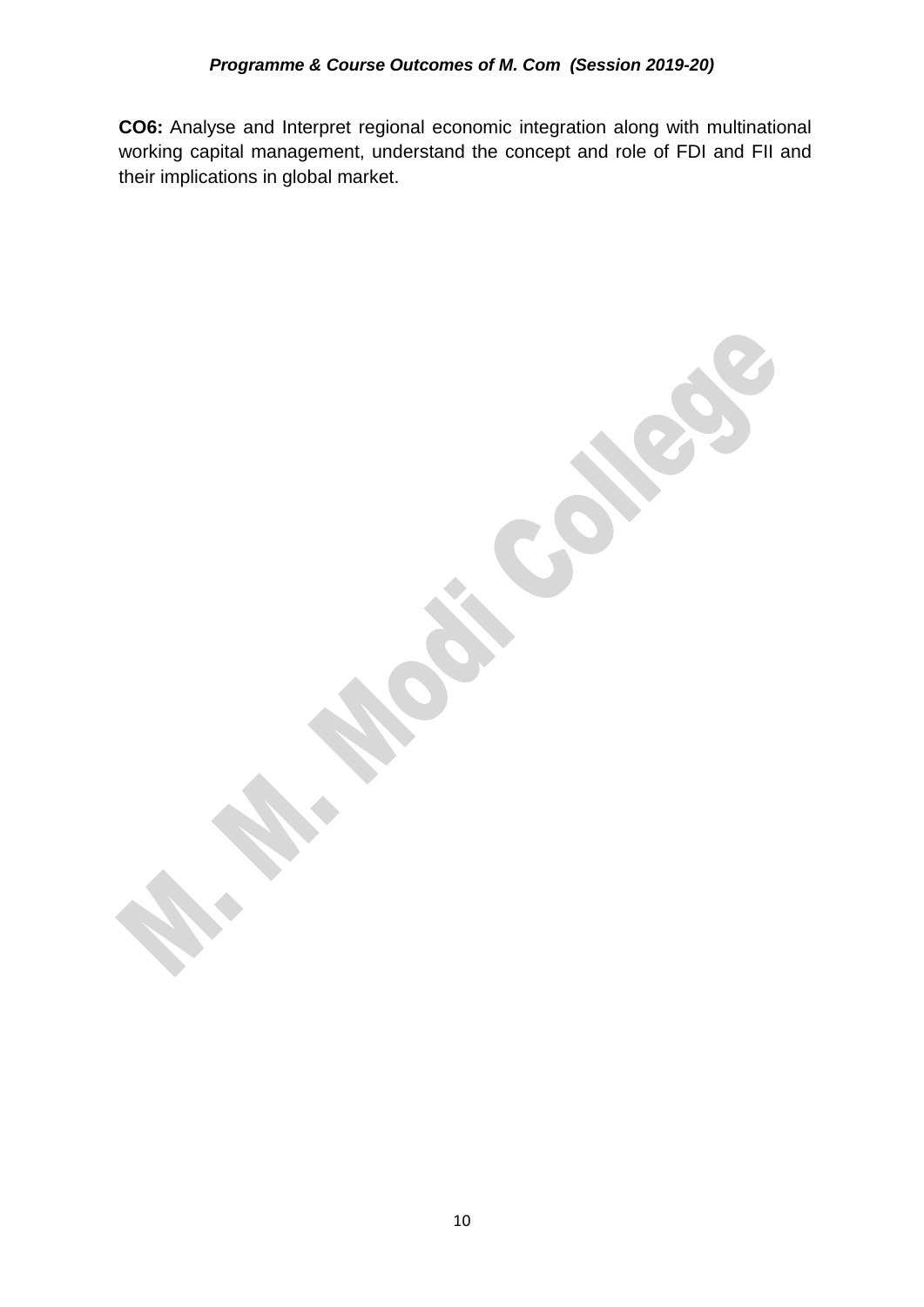**CO6:** Analyse and Interpret regional economic integration along with multinational working capital management, understand the concept and role of FDI and FII and their implications in global market.